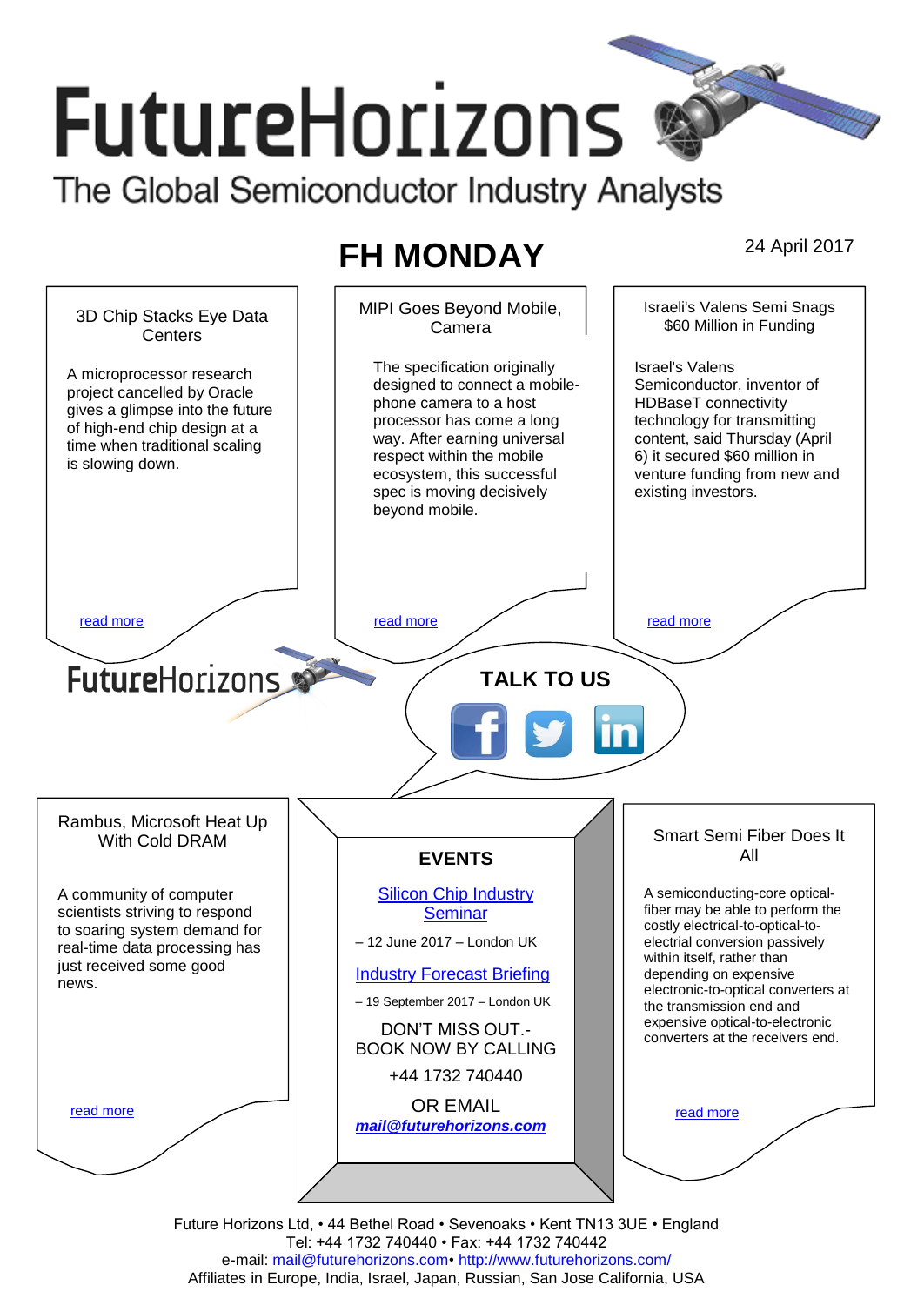# FutureHorizons

The Global Semiconductor Industry Analysts

## FH MONDAY

24 April 2017

### 3D Chip Stacks Eye Data Centers

A microprocessor research project cancelled by Oracle gives a glimpse into the future of high-end chip design at a time when traditional scaling is slowing down.

read more

### MIPI Goes Beyond Mobile, Camera

The specification originally designed to connect a mobile-phone camera to a host processor has come a long way. After earning universal respect within the mobile ecosystem, this successful spec is moving decisively beyond mobile.

read more

### Israeli's Valens Semi Snags $60 Million in Funding

Israel's Valens Semiconductor, inventor of HDBaseT connectivity technology for transmitting content, said Thursday (April 6) it secured $60 million in venture funding from new and existing investors.

read more

FutureHorizons

**TALK TO US**

### Rambus, Microsoft Heat Up With Cold DRAM

A community of computer scientists striving to respond to soaring system demand for real-time data processing has just received some good news.

read more

### EVENTS

Silicon Chip Industry Seminar

– 12 June 2017 – London UK

Industry Forecast Briefing

– 19 September 2017 – London UK

DON'T MISS OUT.- BOOK NOW BY CALLING

+44 1732 740440

OR EMAIL

***mail@futurehorizons.com***

### Smart Semi Fiber Does It All

A semiconducting-core optical-fiber may be able to perform the costly electrical-to-optical-to-electrial conversion passively within itself, rather than depending on expensive electronic-to-optical converters at the transmission end and expensive optical-to-electronic converters at the receivers end.

read more

Future Horizons Ltd, • 44 Bethel Road • Sevenoaks • Kent TN13 3UE • England
Tel: +44 1732 740440 • Fax: +44 1732 740442
e-mail: mail@futurehorizons.com• http://www.futurehorizons.com/
Affiliates in Europe, India, Israel, Japan, Russian, San Jose California, USA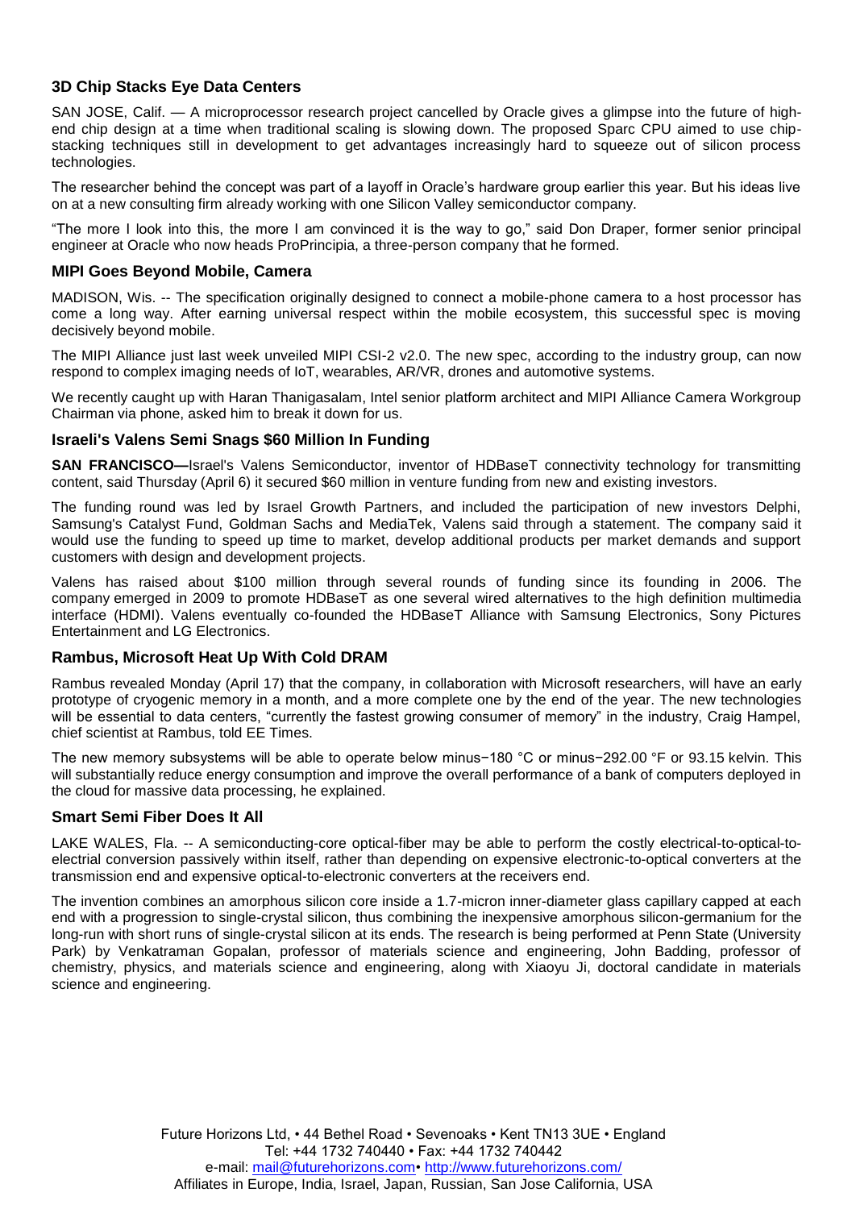### 3D Chip Stacks Eye Data Centers

SAN JOSE, Calif. — A microprocessor research project cancelled by Oracle gives a glimpse into the future of high-end chip design at a time when traditional scaling is slowing down. The proposed Sparc CPU aimed to use chip-stacking techniques still in development to get advantages increasingly hard to squeeze out of silicon process technologies.

The researcher behind the concept was part of a layoff in Oracle's hardware group earlier this year. But his ideas live on at a new consulting firm already working with one Silicon Valley semiconductor company.

"The more I look into this, the more I am convinced it is the way to go," said Don Draper, former senior principal engineer at Oracle who now heads ProPrincipia, a three-person company that he formed.

### MIPI Goes Beyond Mobile, Camera

MADISON, Wis. -- The specification originally designed to connect a mobile-phone camera to a host processor has come a long way. After earning universal respect within the mobile ecosystem, this successful spec is moving decisively beyond mobile.

The MIPI Alliance just last week unveiled MIPI CSI-2 v2.0. The new spec, according to the industry group, can now respond to complex imaging needs of IoT, wearables, AR/VR, drones and automotive systems.

We recently caught up with Haran Thanigasalam, Intel senior platform architect and MIPI Alliance Camera Workgroup Chairman via phone, asked him to break it down for us.

### Israeli's Valens Semi Snags $60 Million In Funding

**SAN FRANCISCO—**Israel's Valens Semiconductor, inventor of HDBaseT connectivity technology for transmitting content, said Thursday (April 6) it secured $60 million in venture funding from new and existing investors.

The funding round was led by Israel Growth Partners, and included the participation of new investors Delphi, Samsung's Catalyst Fund, Goldman Sachs and MediaTek, Valens said through a statement. The company said it would use the funding to speed up time to market, develop additional products per market demands and support customers with design and development projects.

Valens has raised about $100 million through several rounds of funding since its founding in 2006. The company emerged in 2009 to promote HDBaseT as one several wired alternatives to the high definition multimedia interface (HDMI). Valens eventually co-founded the HDBaseT Alliance with Samsung Electronics, Sony Pictures Entertainment and LG Electronics.

### Rambus, Microsoft Heat Up With Cold DRAM

Rambus revealed Monday (April 17) that the company, in collaboration with Microsoft researchers, will have an early prototype of cryogenic memory in a month, and a more complete one by the end of the year. The new technologies will be essential to data centers, "currently the fastest growing consumer of memory" in the industry, Craig Hampel, chief scientist at Rambus, told EE Times.

The new memory subsystems will be able to operate below minus−180 °C or minus−292.00 °F or 93.15 kelvin. This will substantially reduce energy consumption and improve the overall performance of a bank of computers deployed in the cloud for massive data processing, he explained.

### Smart Semi Fiber Does It All

LAKE WALES, Fla. -- A semiconducting-core optical-fiber may be able to perform the costly electrical-to-optical-to-electrial conversion passively within itself, rather than depending on expensive electronic-to-optical converters at the transmission end and expensive optical-to-electronic converters at the receivers end.

The invention combines an amorphous silicon core inside a 1.7-micron inner-diameter glass capillary capped at each end with a progression to single-crystal silicon, thus combining the inexpensive amorphous silicon-germanium for the long-run with short runs of single-crystal silicon at its ends. The research is being performed at Penn State (University Park) by Venkatraman Gopalan, professor of materials science and engineering, John Badding, professor of chemistry, physics, and materials science and engineering, along with Xiaoyu Ji, doctoral candidate in materials science and engineering.

Future Horizons Ltd, • 44 Bethel Road • Sevenoaks • Kent TN13 3UE • England
Tel: +44 1732 740440 • Fax: +44 1732 740442
e-mail: mail@futurehorizons.com• http://www.futurehorizons.com/
Affiliates in Europe, India, Israel, Japan, Russian, San Jose California, USA